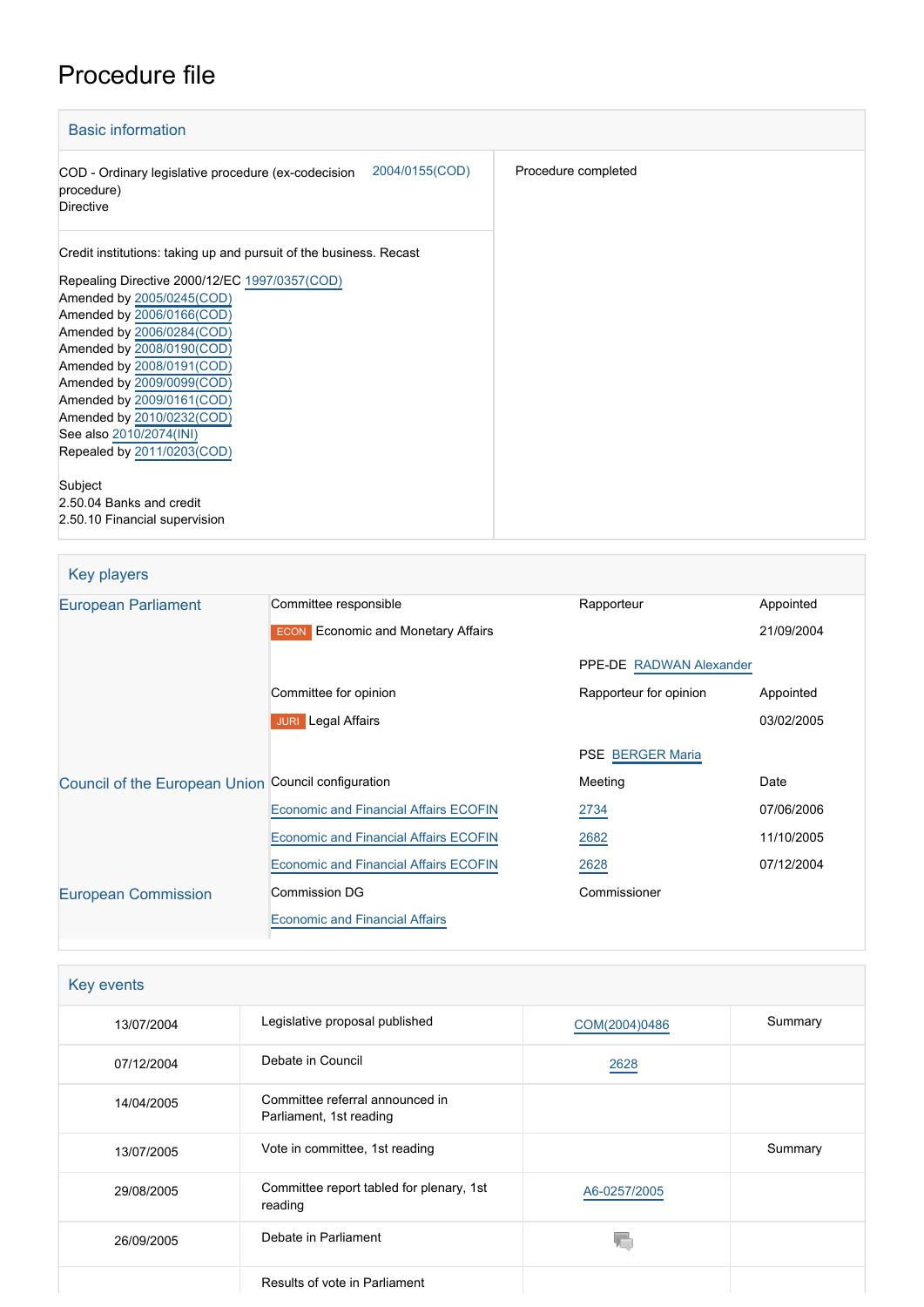# Procedure file

## Basic information

| | | |
|---|---|---|
| COD - Ordinary legislative procedure (ex-codecision procedure)<br>Directive | 2004/0155(COD) | Procedure completed |

Credit institutions: taking up and pursuit of the business. Recast

Repealing Directive 2000/12/EC 1997/0357(COD)
Amended by 2005/0245(COD)
Amended by 2006/0166(COD)
Amended by 2006/0284(COD)
Amended by 2008/0190(COD)
Amended by 2008/0191(COD)
Amended by 2009/0099(COD)
Amended by 2009/0161(COD)
Amended by 2010/0232(COD)
See also 2010/2074(INI)
Repealed by 2011/0203(COD)

Subject
2.50.04 Banks and credit
2.50.10 Financial supervision

## Key players

| | | | |
|---|---|---|---|
| European Parliament | Committee responsible | Rapporteur | Appointed |
| | ECON Economic and Monetary Affairs | | 21/09/2004 |
| | | PPE-DE RADWAN Alexander | |
| | Committee for opinion | Rapporteur for opinion | Appointed |
| | JURI Legal Affairs | | 03/02/2005 |
| | | PSE BERGER Maria | |
| Council of the European Union | Council configuration | Meeting | Date |
| | Economic and Financial Affairs ECOFIN | 2734 | 07/06/2006 |
| | Economic and Financial Affairs ECOFIN | 2682 | 11/10/2005 |
| | Economic and Financial Affairs ECOFIN | 2628 | 07/12/2004 |
| European Commission | Commission DG | Commissioner | |
| | Economic and Financial Affairs | | |

## Key events

| | | | |
|---|---|---|---|
| 13/07/2004 | Legislative proposal published | COM(2004)0486 | Summary |
| 07/12/2004 | Debate in Council | 2628 | |
| 14/04/2005 | Committee referral announced in Parliament, 1st reading | | |
| 13/07/2005 | Vote in committee, 1st reading | | Summary |
| 29/08/2005 | Committee report tabled for plenary, 1st reading | A6-0257/2005 | |
| 26/09/2005 | Debate in Parliament | | |
| | Results of vote in Parliament | | |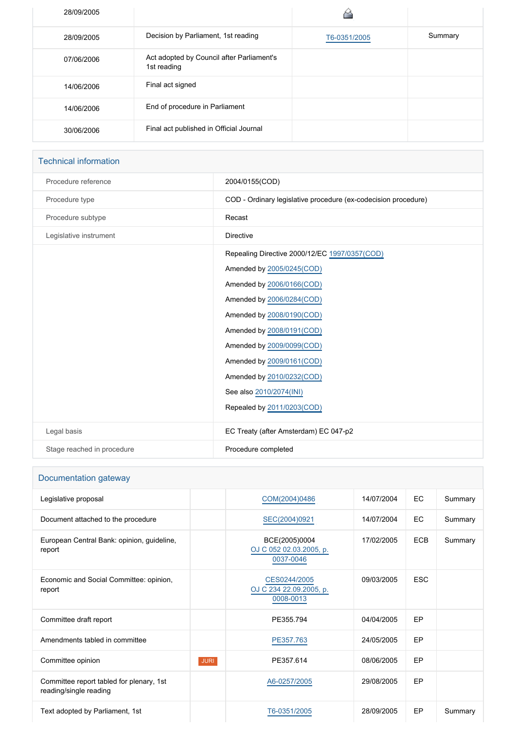| | | | |
|---|---|---|---|
| 28/09/2005 | | | |
| 28/09/2005 | Decision by Parliament, 1st reading | T6-0351/2005 | Summary |
| 07/06/2006 | Act adopted by Council after Parliament's 1st reading | | |
| 14/06/2006 | Final act signed | | |
| 14/06/2006 | End of procedure in Parliament | | |
| 30/06/2006 | Final act published in Official Journal | | |

## Technical information

| | |
|---|---|
| Procedure reference | 2004/0155(COD) |
| Procedure type | COD - Ordinary legislative procedure (ex-codecision procedure) |
| Procedure subtype | Recast |
| Legislative instrument | Directive |
| | Repealing Directive 2000/12/EC 1997/0357(COD)<br>Amended by 2005/0245(COD)<br>Amended by 2006/0166(COD)<br>Amended by 2006/0284(COD)<br>Amended by 2008/0190(COD)<br>Amended by 2008/0191(COD)<br>Amended by 2009/0099(COD)<br>Amended by 2009/0161(COD)<br>Amended by 2010/0232(COD)<br>See also 2010/2074(INI)<br>Repealed by 2011/0203(COD) |
| Legal basis | EC Treaty (after Amsterdam) EC 047-p2 |
| Stage reached in procedure | Procedure completed |

## Documentation gateway

| | | | | | |
|---|---|---|---|---|---|
| Legislative proposal | | COM(2004)0486 | 14/07/2004 | EC | Summary |
| Document attached to the procedure | | SEC(2004)0921 | 14/07/2004 | EC | Summary |
| European Central Bank: opinion, guideline, report | | BCE(2005)0004 OJ C 052 02.03.2005, p. 0037-0046 | 17/02/2005 | ECB | Summary |
| Economic and Social Committee: opinion, report | | CES0244/2005 OJ C 234 22.09.2005, p. 0008-0013 | 09/03/2005 | ESC | |
| Committee draft report | | PE355.794 | 04/04/2005 | EP | |
| Amendments tabled in committee | | PE357.763 | 24/05/2005 | EP | |
| Committee opinion | JURI | PE357.614 | 08/06/2005 | EP | |
| Committee report tabled for plenary, 1st reading/single reading | | A6-0257/2005 | 29/08/2005 | EP | |
| Text adopted by Parliament, 1st | | T6-0351/2005 | 28/09/2005 | EP | Summary |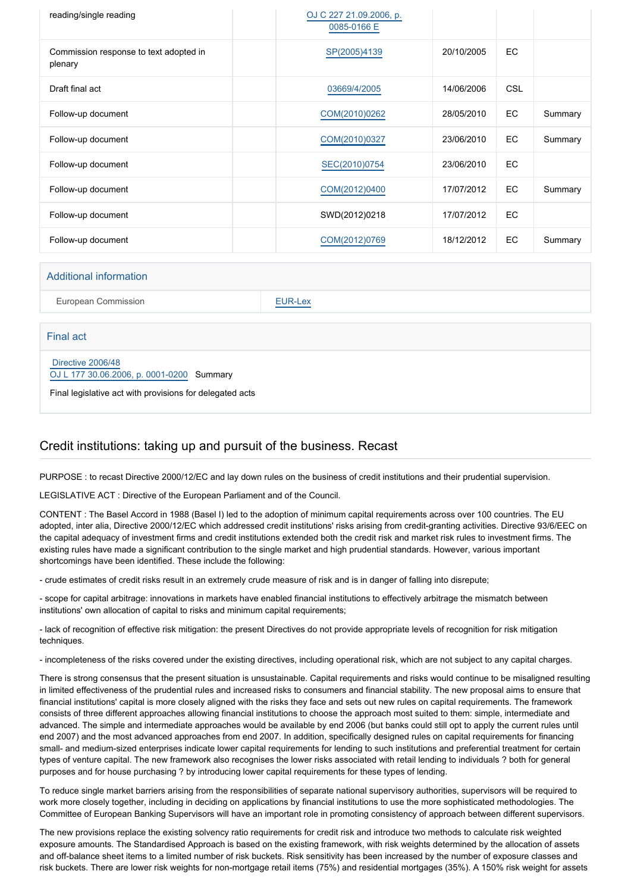| | | | | |
|---|---|---|---|---|
| reading/single reading | | OJ C 227 21.09.2006, p. 0085-0166 E | | | |
| Commission response to text adopted in plenary | | SP(2005)4139 | 20/10/2005 | EC | |
| Draft final act | | 03669/4/2005 | 14/06/2006 | CSL | |
| Follow-up document | | COM(2010)0262 | 28/05/2010 | EC | Summary |
| Follow-up document | | COM(2010)0327 | 23/06/2010 | EC | Summary |
| Follow-up document | | SEC(2010)0754 | 23/06/2010 | EC | |
| Follow-up document | | COM(2012)0400 | 17/07/2012 | EC | Summary |
| Follow-up document | | SWD(2012)0218 | 17/07/2012 | EC | |
| Follow-up document | | COM(2012)0769 | 18/12/2012 | EC | Summary |

### Additional information

| | |
|---|---|
| European Commission | EUR-Lex |

### Final act

Directive 2006/48
OJ L 177 30.06.2006, p. 0001-0200 Summary

Final legislative act with provisions for delegated acts

## Credit institutions: taking up and pursuit of the business. Recast

PURPOSE : to recast Directive 2000/12/EC and lay down rules on the business of credit institutions and their prudential supervision.

LEGISLATIVE ACT : Directive of the European Parliament and of the Council.

CONTENT : The Basel Accord in 1988 (Basel I) led to the adoption of minimum capital requirements across over 100 countries. The EU adopted, inter alia, Directive 2000/12/EC which addressed credit institutions' risks arising from credit-granting activities. Directive 93/6/EEC on the capital adequacy of investment firms and credit institutions extended both the credit risk and market risk rules to investment firms. The existing rules have made a significant contribution to the single market and high prudential standards. However, various important shortcomings have been identified. These include the following:

- crude estimates of credit risks result in an extremely crude measure of risk and is in danger of falling into disrepute;

- scope for capital arbitrage: innovations in markets have enabled financial institutions to effectively arbitrage the mismatch between institutions' own allocation of capital to risks and minimum capital requirements;

- lack of recognition of effective risk mitigation: the present Directives do not provide appropriate levels of recognition for risk mitigation techniques.

- incompleteness of the risks covered under the existing directives, including operational risk, which are not subject to any capital charges.

There is strong consensus that the present situation is unsustainable. Capital requirements and risks would continue to be misaligned resulting in limited effectiveness of the prudential rules and increased risks to consumers and financial stability. The new proposal aims to ensure that financial institutions' capital is more closely aligned with the risks they face and sets out new rules on capital requirements. The framework consists of three different approaches allowing financial institutions to choose the approach most suited to them: simple, intermediate and advanced. The simple and intermediate approaches would be available by end 2006 (but banks could still opt to apply the current rules until end 2007) and the most advanced approaches from end 2007. In addition, specifically designed rules on capital requirements for financing small- and medium-sized enterprises indicate lower capital requirements for lending to such institutions and preferential treatment for certain types of venture capital. The new framework also recognises the lower risks associated with retail lending to individuals ? both for general purposes and for house purchasing ? by introducing lower capital requirements for these types of lending.

To reduce single market barriers arising from the responsibilities of separate national supervisory authorities, supervisors will be required to work more closely together, including in deciding on applications by financial institutions to use the more sophisticated methodologies. The Committee of European Banking Supervisors will have an important role in promoting consistency of approach between different supervisors.

The new provisions replace the existing solvency ratio requirements for credit risk and introduce two methods to calculate risk weighted exposure amounts. The Standardised Approach is based on the existing framework, with risk weights determined by the allocation of assets and off-balance sheet items to a limited number of risk buckets. Risk sensitivity has been increased by the number of exposure classes and risk buckets. There are lower risk weights for non-mortgage retail items (75%) and residential mortgages (35%). A 150% risk weight for assets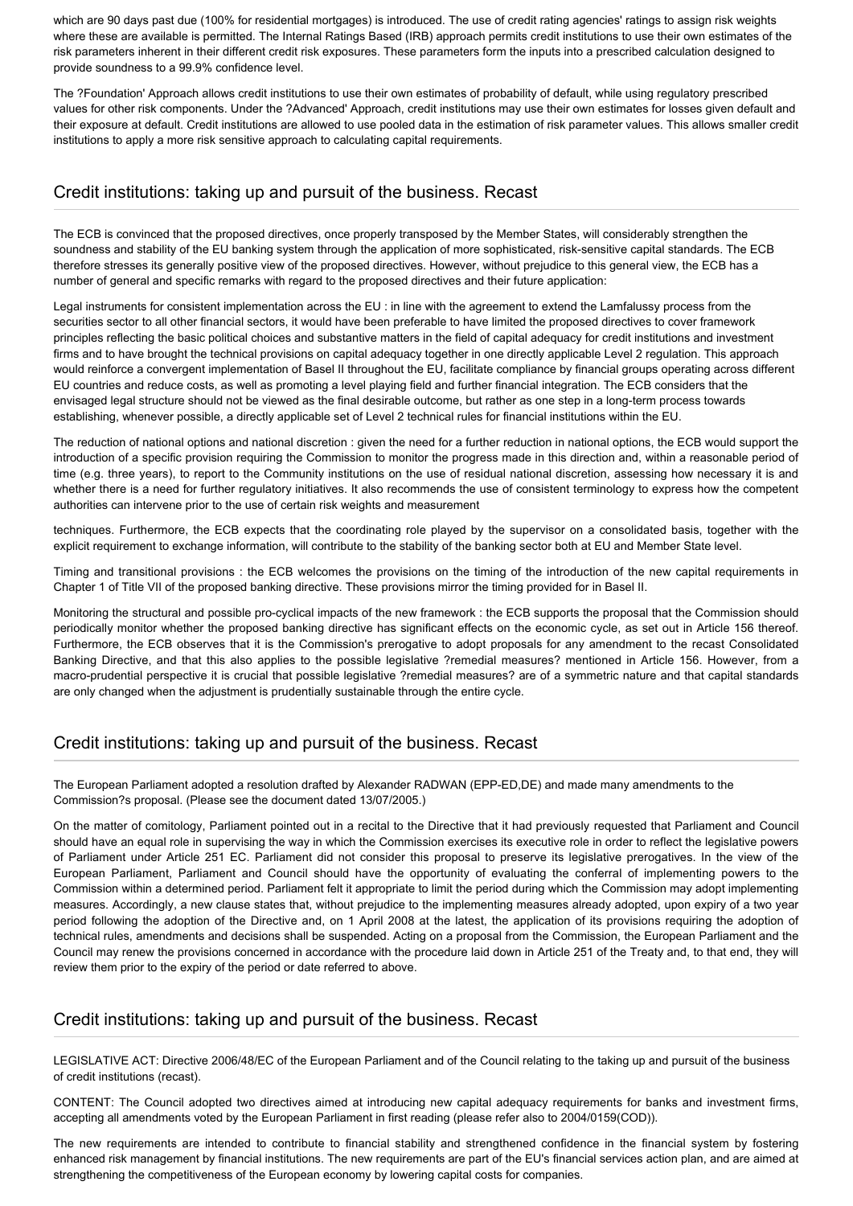which are 90 days past due (100% for residential mortgages) is introduced. The use of credit rating agencies' ratings to assign risk weights where these are available is permitted. The Internal Ratings Based (IRB) approach permits credit institutions to use their own estimates of the risk parameters inherent in their different credit risk exposures. These parameters form the inputs into a prescribed calculation designed to provide soundness to a 99.9% confidence level.

The ?Foundation' Approach allows credit institutions to use their own estimates of probability of default, while using regulatory prescribed values for other risk components. Under the ?Advanced' Approach, credit institutions may use their own estimates for losses given default and their exposure at default. Credit institutions are allowed to use pooled data in the estimation of risk parameter values. This allows smaller credit institutions to apply a more risk sensitive approach to calculating capital requirements.

## Credit institutions: taking up and pursuit of the business. Recast

The ECB is convinced that the proposed directives, once properly transposed by the Member States, will considerably strengthen the soundness and stability of the EU banking system through the application of more sophisticated, risk-sensitive capital standards. The ECB therefore stresses its generally positive view of the proposed directives. However, without prejudice to this general view, the ECB has a number of general and specific remarks with regard to the proposed directives and their future application:

Legal instruments for consistent implementation across the EU : in line with the agreement to extend the Lamfalussy process from the securities sector to all other financial sectors, it would have been preferable to have limited the proposed directives to cover framework principles reflecting the basic political choices and substantive matters in the field of capital adequacy for credit institutions and investment firms and to have brought the technical provisions on capital adequacy together in one directly applicable Level 2 regulation. This approach would reinforce a convergent implementation of Basel II throughout the EU, facilitate compliance by financial groups operating across different EU countries and reduce costs, as well as promoting a level playing field and further financial integration. The ECB considers that the envisaged legal structure should not be viewed as the final desirable outcome, but rather as one step in a long-term process towards establishing, whenever possible, a directly applicable set of Level 2 technical rules for financial institutions within the EU.

The reduction of national options and national discretion : given the need for a further reduction in national options, the ECB would support the introduction of a specific provision requiring the Commission to monitor the progress made in this direction and, within a reasonable period of time (e.g. three years), to report to the Community institutions on the use of residual national discretion, assessing how necessary it is and whether there is a need for further regulatory initiatives. It also recommends the use of consistent terminology to express how the competent authorities can intervene prior to the use of certain risk weights and measurement

techniques. Furthermore, the ECB expects that the coordinating role played by the supervisor on a consolidated basis, together with the explicit requirement to exchange information, will contribute to the stability of the banking sector both at EU and Member State level.

Timing and transitional provisions : the ECB welcomes the provisions on the timing of the introduction of the new capital requirements in Chapter 1 of Title VII of the proposed banking directive. These provisions mirror the timing provided for in Basel II.

Monitoring the structural and possible pro-cyclical impacts of the new framework : the ECB supports the proposal that the Commission should periodically monitor whether the proposed banking directive has significant effects on the economic cycle, as set out in Article 156 thereof. Furthermore, the ECB observes that it is the Commission's prerogative to adopt proposals for any amendment to the recast Consolidated Banking Directive, and that this also applies to the possible legislative ?remedial measures? mentioned in Article 156. However, from a macro-prudential perspective it is crucial that possible legislative ?remedial measures? are of a symmetric nature and that capital standards are only changed when the adjustment is prudentially sustainable through the entire cycle.

## Credit institutions: taking up and pursuit of the business. Recast

The European Parliament adopted a resolution drafted by Alexander RADWAN (EPP-ED,DE) and made many amendments to the Commission?s proposal. (Please see the document dated 13/07/2005.)

On the matter of comitology, Parliament pointed out in a recital to the Directive that it had previously requested that Parliament and Council should have an equal role in supervising the way in which the Commission exercises its executive role in order to reflect the legislative powers of Parliament under Article 251 EC. Parliament did not consider this proposal to preserve its legislative prerogatives. In the view of the European Parliament, Parliament and Council should have the opportunity of evaluating the conferral of implementing powers to the Commission within a determined period. Parliament felt it appropriate to limit the period during which the Commission may adopt implementing measures. Accordingly, a new clause states that, without prejudice to the implementing measures already adopted, upon expiry of a two year period following the adoption of the Directive and, on 1 April 2008 at the latest, the application of its provisions requiring the adoption of technical rules, amendments and decisions shall be suspended. Acting on a proposal from the Commission, the European Parliament and the Council may renew the provisions concerned in accordance with the procedure laid down in Article 251 of the Treaty and, to that end, they will review them prior to the expiry of the period or date referred to above.

## Credit institutions: taking up and pursuit of the business. Recast

LEGISLATIVE ACT: Directive 2006/48/EC of the European Parliament and of the Council relating to the taking up and pursuit of the business of credit institutions (recast).

CONTENT: The Council adopted two directives aimed at introducing new capital adequacy requirements for banks and investment firms, accepting all amendments voted by the European Parliament in first reading (please refer also to 2004/0159(COD)).

The new requirements are intended to contribute to financial stability and strengthened confidence in the financial system by fostering enhanced risk management by financial institutions. The new requirements are part of the EU's financial services action plan, and are aimed at strengthening the competitiveness of the European economy by lowering capital costs for companies.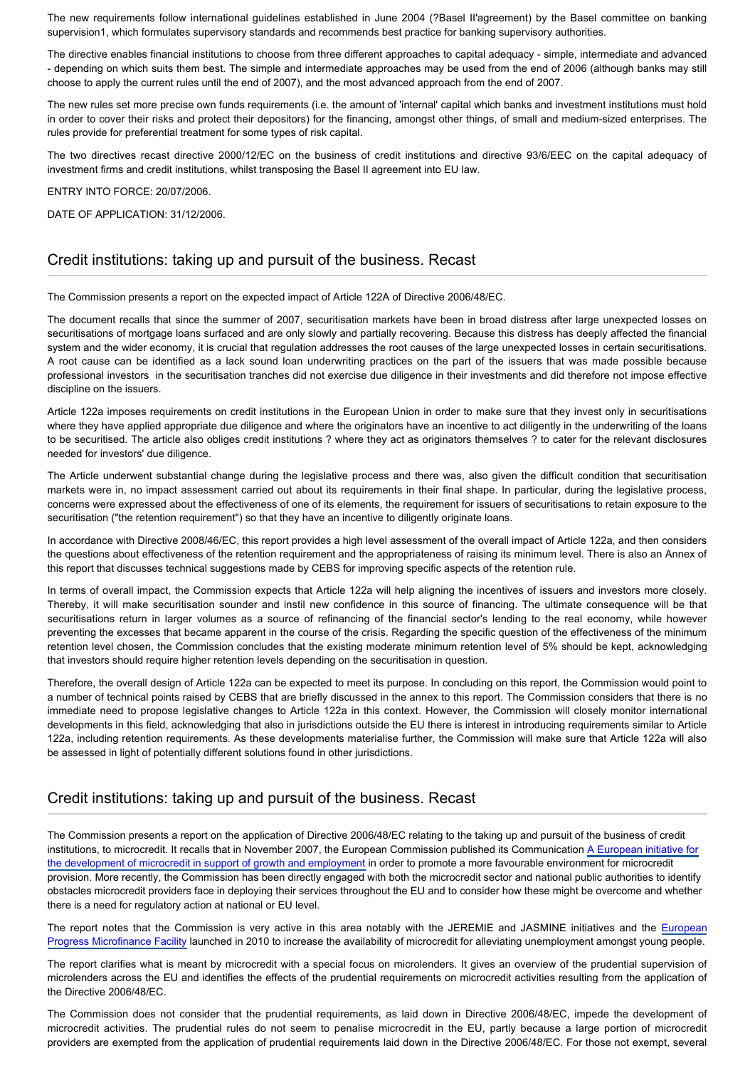The new requirements follow international guidelines established in June 2004 (?Basel II'agreement) by the Basel committee on banking supervision1, which formulates supervisory standards and recommends best practice for banking supervisory authorities.

The directive enables financial institutions to choose from three different approaches to capital adequacy - simple, intermediate and advanced - depending on which suits them best. The simple and intermediate approaches may be used from the end of 2006 (although banks may still choose to apply the current rules until the end of 2007), and the most advanced approach from the end of 2007.

The new rules set more precise own funds requirements (i.e. the amount of 'internal' capital which banks and investment institutions must hold in order to cover their risks and protect their depositors) for the financing, amongst other things, of small and medium-sized enterprises. The rules provide for preferential treatment for some types of risk capital.

The two directives recast directive 2000/12/EC on the business of credit institutions and directive 93/6/EEC on the capital adequacy of investment firms and credit institutions, whilst transposing the Basel II agreement into EU law.

ENTRY INTO FORCE: 20/07/2006.

DATE OF APPLICATION: 31/12/2006.

## Credit institutions: taking up and pursuit of the business. Recast

The Commission presents a report on the expected impact of Article 122A of Directive 2006/48/EC.

The document recalls that since the summer of 2007, securitisation markets have been in broad distress after large unexpected losses on securitisations of mortgage loans surfaced and are only slowly and partially recovering. Because this distress has deeply affected the financial system and the wider economy, it is crucial that regulation addresses the root causes of the large unexpected losses in certain securitisations. A root cause can be identified as a lack sound loan underwriting practices on the part of the issuers that was made possible because professional investors in the securitisation tranches did not exercise due diligence in their investments and did therefore not impose effective discipline on the issuers.

Article 122a imposes requirements on credit institutions in the European Union in order to make sure that they invest only in securitisations where they have applied appropriate due diligence and where the originators have an incentive to act diligently in the underwriting of the loans to be securitised. The article also obliges credit institutions ? where they act as originators themselves ? to cater for the relevant disclosures needed for investors' due diligence.

The Article underwent substantial change during the legislative process and there was, also given the difficult condition that securitisation markets were in, no impact assessment carried out about its requirements in their final shape. In particular, during the legislative process, concerns were expressed about the effectiveness of one of its elements, the requirement for issuers of securitisations to retain exposure to the securitisation ("the retention requirement") so that they have an incentive to diligently originate loans.

In accordance with Directive 2008/46/EC, this report provides a high level assessment of the overall impact of Article 122a, and then considers the questions about effectiveness of the retention requirement and the appropriateness of raising its minimum level. There is also an Annex of this report that discusses technical suggestions made by CEBS for improving specific aspects of the retention rule.

In terms of overall impact, the Commission expects that Article 122a will help aligning the incentives of issuers and investors more closely. Thereby, it will make securitisation sounder and instil new confidence in this source of financing. The ultimate consequence will be that securitisations return in larger volumes as a source of refinancing of the financial sector's lending to the real economy, while however preventing the excesses that became apparent in the course of the crisis. Regarding the specific question of the effectiveness of the minimum retention level chosen, the Commission concludes that the existing moderate minimum retention level of 5% should be kept, acknowledging that investors should require higher retention levels depending on the securitisation in question.

Therefore, the overall design of Article 122a can be expected to meet its purpose. In concluding on this report, the Commission would point to a number of technical points raised by CEBS that are briefly discussed in the annex to this report. The Commission considers that there is no immediate need to propose legislative changes to Article 122a in this context. However, the Commission will closely monitor international developments in this field, acknowledging that also in jurisdictions outside the EU there is interest in introducing requirements similar to Article 122a, including retention requirements. As these developments materialise further, the Commission will make sure that Article 122a will also be assessed in light of potentially different solutions found in other jurisdictions.

## Credit institutions: taking up and pursuit of the business. Recast

The Commission presents a report on the application of Directive 2006/48/EC relating to the taking up and pursuit of the business of credit institutions, to microcredit. It recalls that in November 2007, the European Commission published its Communication A European initiative for the development of microcredit in support of growth and employment in order to promote a more favourable environment for microcredit provision. More recently, the Commission has been directly engaged with both the microcredit sector and national public authorities to identify obstacles microcredit providers face in deploying their services throughout the EU and to consider how these might be overcome and whether there is a need for regulatory action at national or EU level.

The report notes that the Commission is very active in this area notably with the JEREMIE and JASMINE initiatives and the European Progress Microfinance Facility launched in 2010 to increase the availability of microcredit for alleviating unemployment amongst young people.

The report clarifies what is meant by microcredit with a special focus on microlenders. It gives an overview of the prudential supervision of microlenders across the EU and identifies the effects of the prudential requirements on microcredit activities resulting from the application of the Directive 2006/48/EC.

The Commission does not consider that the prudential requirements, as laid down in Directive 2006/48/EC, impede the development of microcredit activities. The prudential rules do not seem to penalise microcredit in the EU, partly because a large portion of microcredit providers are exempted from the application of prudential requirements laid down in the Directive 2006/48/EC. For those not exempt, several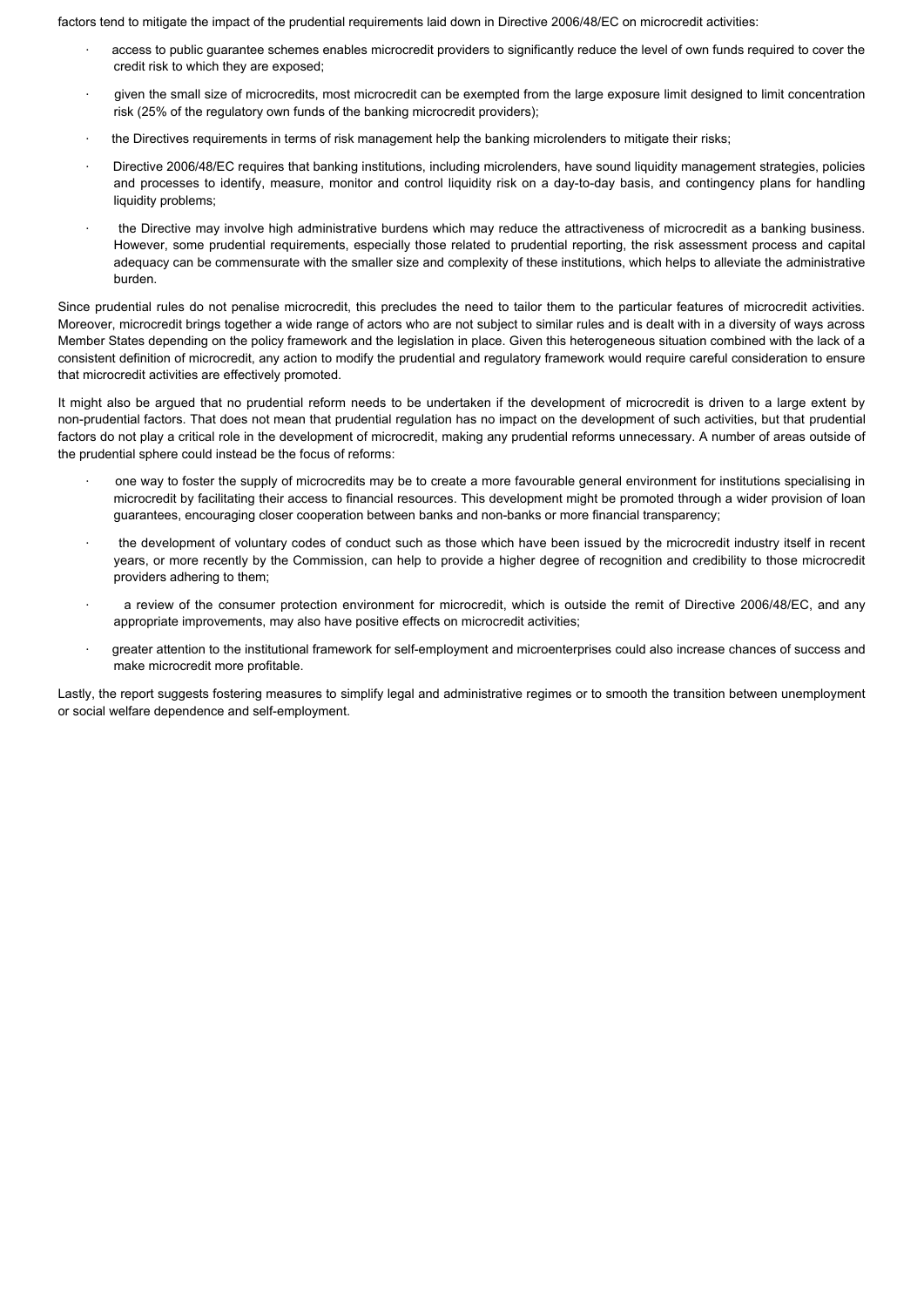factors tend to mitigate the impact of the prudential requirements laid down in Directive 2006/48/EC on microcredit activities:

- access to public guarantee schemes enables microcredit providers to significantly reduce the level of own funds required to cover the credit risk to which they are exposed;
- given the small size of microcredits, most microcredit can be exempted from the large exposure limit designed to limit concentration risk (25% of the regulatory own funds of the banking microcredit providers);
- the Directives requirements in terms of risk management help the banking microlenders to mitigate their risks;
- Directive 2006/48/EC requires that banking institutions, including microlenders, have sound liquidity management strategies, policies and processes to identify, measure, monitor and control liquidity risk on a day-to-day basis, and contingency plans for handling liquidity problems;
- the Directive may involve high administrative burdens which may reduce the attractiveness of microcredit as a banking business. However, some prudential requirements, especially those related to prudential reporting, the risk assessment process and capital adequacy can be commensurate with the smaller size and complexity of these institutions, which helps to alleviate the administrative burden.

Since prudential rules do not penalise microcredit, this precludes the need to tailor them to the particular features of microcredit activities. Moreover, microcredit brings together a wide range of actors who are not subject to similar rules and is dealt with in a diversity of ways across Member States depending on the policy framework and the legislation in place. Given this heterogeneous situation combined with the lack of a consistent definition of microcredit, any action to modify the prudential and regulatory framework would require careful consideration to ensure that microcredit activities are effectively promoted.

It might also be argued that no prudential reform needs to be undertaken if the development of microcredit is driven to a large extent by non-prudential factors. That does not mean that prudential regulation has no impact on the development of such activities, but that prudential factors do not play a critical role in the development of microcredit, making any prudential reforms unnecessary. A number of areas outside of the prudential sphere could instead be the focus of reforms:

- one way to foster the supply of microcredits may be to create a more favourable general environment for institutions specialising in microcredit by facilitating their access to financial resources. This development might be promoted through a wider provision of loan guarantees, encouraging closer cooperation between banks and non-banks or more financial transparency;
- the development of voluntary codes of conduct such as those which have been issued by the microcredit industry itself in recent years, or more recently by the Commission, can help to provide a higher degree of recognition and credibility to those microcredit providers adhering to them;
- a review of the consumer protection environment for microcredit, which is outside the remit of Directive 2006/48/EC, and any appropriate improvements, may also have positive effects on microcredit activities;
- greater attention to the institutional framework for self-employment and microenterprises could also increase chances of success and make microcredit more profitable.

Lastly, the report suggests fostering measures to simplify legal and administrative regimes or to smooth the transition between unemployment or social welfare dependence and self-employment.